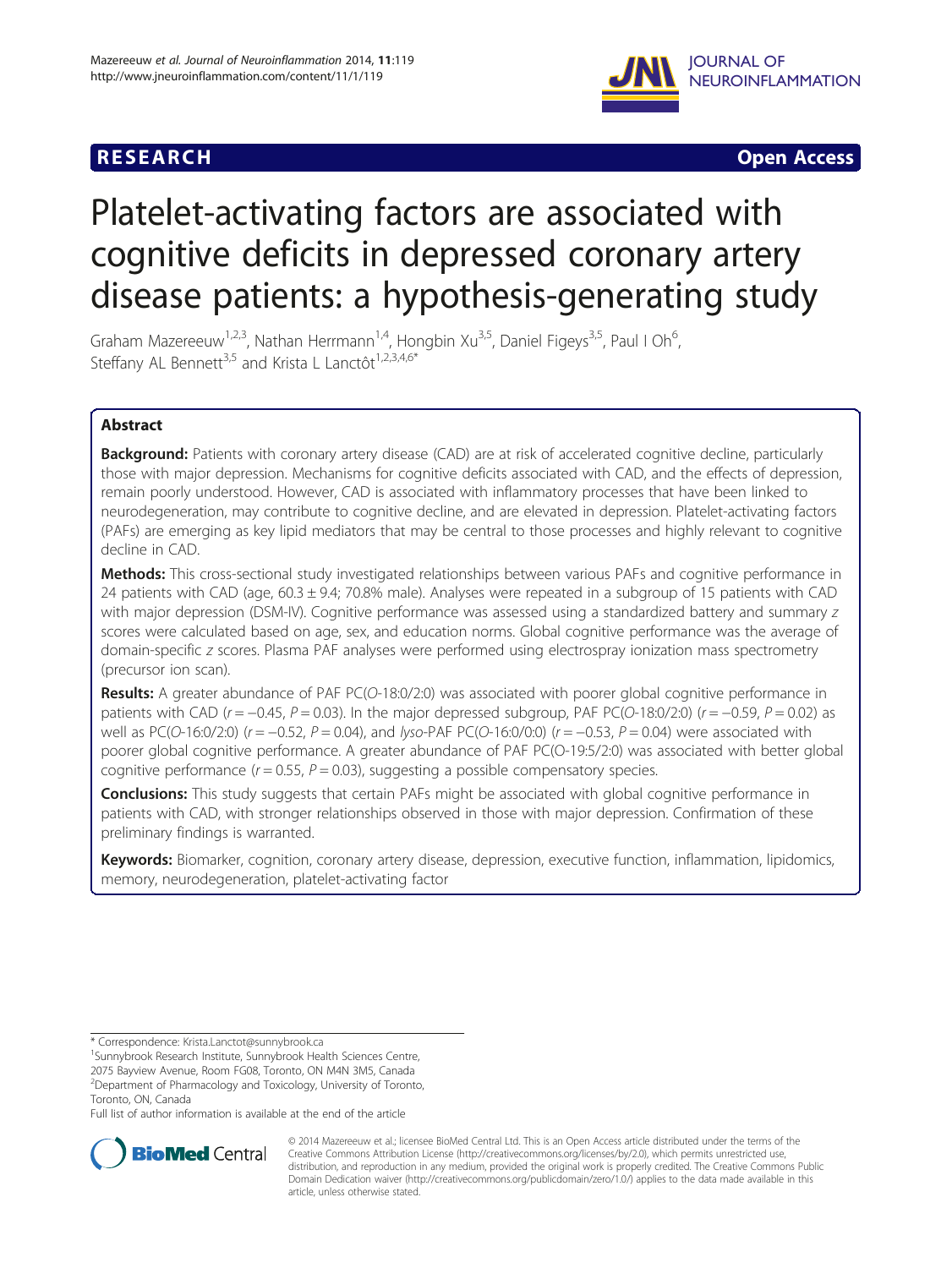RESEARCH Open Access

# Platelet-activating factors are associated with cognitive deficits in depressed coronary artery disease patients: a hypothesis-generating study

Graham Mazereeuw[1,2,3], Nathan Herrmann[1,4], Hongbin Xu[3,5], Daniel Figeys[3,5], Paul I Oh[6], Steffany AL Bennett[3,5] and Krista L Lanctôt[1,2,3,4,6*]

## Abstract

**Background:** Patients with coronary artery disease (CAD) are at risk of accelerated cognitive decline, particularly those with major depression. Mechanisms for cognitive deficits associated with CAD, and the effects of depression, remain poorly understood. However, CAD is associated with inflammatory processes that have been linked to neurodegeneration, may contribute to cognitive decline, and are elevated in depression. Platelet-activating factors (PAFs) are emerging as key lipid mediators that may be central to those processes and highly relevant to cognitive decline in CAD.

**Methods:** This cross-sectional study investigated relationships between various PAFs and cognitive performance in 24 patients with CAD (age, 60.3 ± 9.4; 70.8% male). Analyses were repeated in a subgroup of 15 patients with CAD with major depression (DSM-IV). Cognitive performance was assessed using a standardized battery and summary *z* scores were calculated based on age, sex, and education norms. Global cognitive performance was the average of domain-specific *z* scores. Plasma PAF analyses were performed using electrospray ionization mass spectrometry (precursor ion scan).

**Results:** A greater abundance of PAF PC(*O*-18:0/2:0) was associated with poorer global cognitive performance in patients with CAD ($r = -0.45$, $P = 0.03$). In the major depressed subgroup, PAF PC(*O*-18:0/2:0) ($r = -0.59$, $P = 0.02$) as well as PC(*O*-16:0/2:0) ($r = -0.52$, $P = 0.04$), and *lyso*-PAF PC(*O*-16:0/0:0) ($r = -0.53$, $P = 0.04$) were associated with poorer global cognitive performance. A greater abundance of PAF PC(O-19:5/2:0) was associated with better global cognitive performance ($r = 0.55$, $P = 0.03$), suggesting a possible compensatory species.

**Conclusions:** This study suggests that certain PAFs might be associated with global cognitive performance in patients with CAD, with stronger relationships observed in those with major depression. Confirmation of these preliminary findings is warranted.

**Keywords:** Biomarker, cognition, coronary artery disease, depression, executive function, inflammation, lipidomics, memory, neurodegeneration, platelet-activating factor

\* Correspondence: Krista.Lanctot@sunnybrook.ca
[1]Sunnybrook Research Institute, Sunnybrook Health Sciences Centre, 2075 Bayview Avenue, Room FG08, Toronto, ON M4N 3M5, Canada
[2]Department of Pharmacology and Toxicology, University of Toronto, Toronto, ON, Canada
Full list of author information is available at the end of the article

© 2014 Mazereeuw et al.; licensee BioMed Central Ltd. This is an Open Access article distributed under the terms of the Creative Commons Attribution License (http://creativecommons.org/licenses/by/2.0), which permits unrestricted use, distribution, and reproduction in any medium, provided the original work is properly credited. The Creative Commons Public Domain Dedication waiver (http://creativecommons.org/publicdomain/zero/1.0/) applies to the data made available in this article, unless otherwise stated.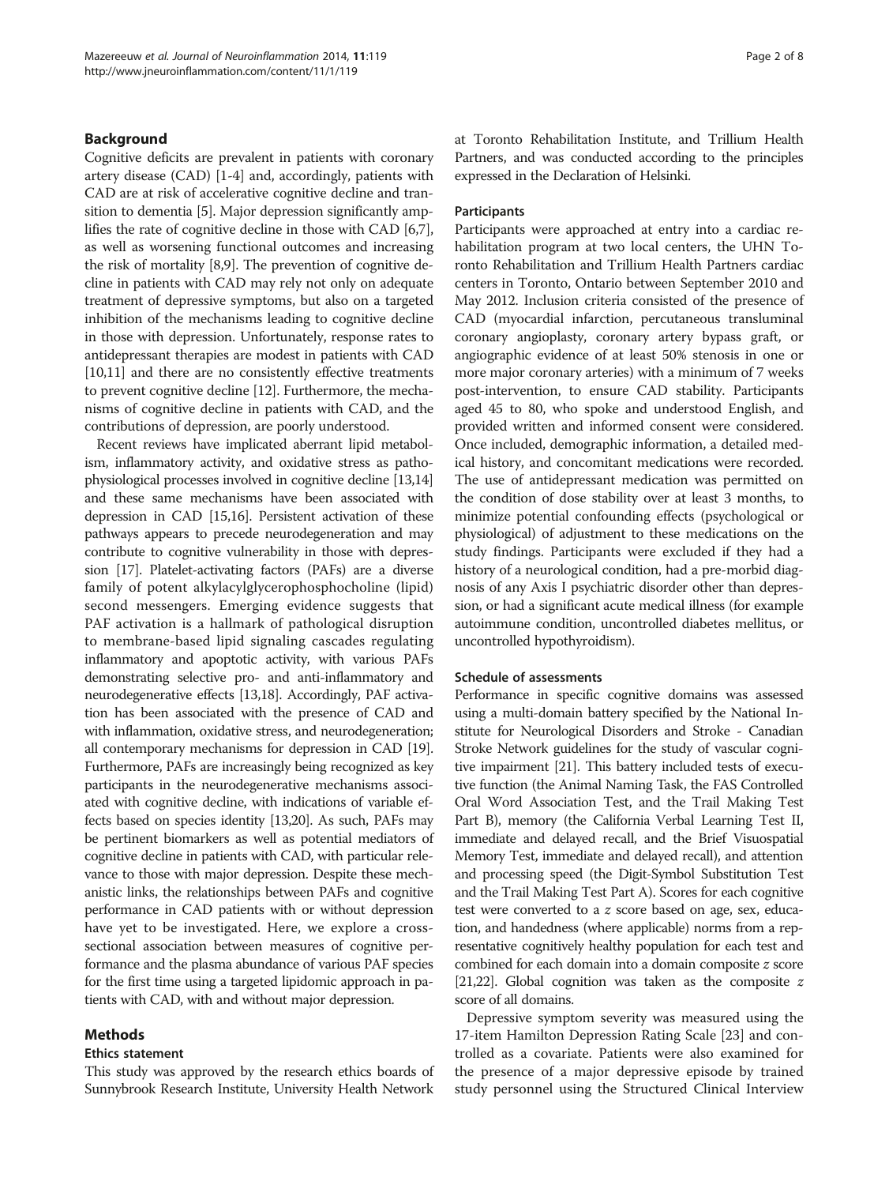## Background

Cognitive deficits are prevalent in patients with coronary artery disease (CAD) [1-4] and, accordingly, patients with CAD are at risk of accelerative cognitive decline and transition to dementia [5]. Major depression significantly amplifies the rate of cognitive decline in those with CAD [6,7], as well as worsening functional outcomes and increasing the risk of mortality [8,9]. The prevention of cognitive decline in patients with CAD may rely not only on adequate treatment of depressive symptoms, but also on a targeted inhibition of the mechanisms leading to cognitive decline in those with depression. Unfortunately, response rates to antidepressant therapies are modest in patients with CAD [10,11] and there are no consistently effective treatments to prevent cognitive decline [12]. Furthermore, the mechanisms of cognitive decline in patients with CAD, and the contributions of depression, are poorly understood.

Recent reviews have implicated aberrant lipid metabolism, inflammatory activity, and oxidative stress as pathophysiological processes involved in cognitive decline [13,14] and these same mechanisms have been associated with depression in CAD [15,16]. Persistent activation of these pathways appears to precede neurodegeneration and may contribute to cognitive vulnerability in those with depression [17]. Platelet-activating factors (PAFs) are a diverse family of potent alkylacylglycerophosphocholine (lipid) second messengers. Emerging evidence suggests that PAF activation is a hallmark of pathological disruption to membrane-based lipid signaling cascades regulating inflammatory and apoptotic activity, with various PAFs demonstrating selective pro- and anti-inflammatory and neurodegenerative effects [13,18]. Accordingly, PAF activation has been associated with the presence of CAD and with inflammation, oxidative stress, and neurodegeneration; all contemporary mechanisms for depression in CAD [19]. Furthermore, PAFs are increasingly being recognized as key participants in the neurodegenerative mechanisms associated with cognitive decline, with indications of variable effects based on species identity [13,20]. As such, PAFs may be pertinent biomarkers as well as potential mediators of cognitive decline in patients with CAD, with particular relevance to those with major depression. Despite these mechanistic links, the relationships between PAFs and cognitive performance in CAD patients with or without depression have yet to be investigated. Here, we explore a cross-sectional association between measures of cognitive performance and the plasma abundance of various PAF species for the first time using a targeted lipidomic approach in patients with CAD, with and without major depression.

## Methods

### Ethics statement

This study was approved by the research ethics boards of Sunnybrook Research Institute, University Health Network at Toronto Rehabilitation Institute, and Trillium Health Partners, and was conducted according to the principles expressed in the Declaration of Helsinki.

### Participants

Participants were approached at entry into a cardiac rehabilitation program at two local centers, the UHN Toronto Rehabilitation and Trillium Health Partners cardiac centers in Toronto, Ontario between September 2010 and May 2012. Inclusion criteria consisted of the presence of CAD (myocardial infarction, percutaneous transluminal coronary angioplasty, coronary artery bypass graft, or angiographic evidence of at least 50% stenosis in one or more major coronary arteries) with a minimum of 7 weeks post-intervention, to ensure CAD stability. Participants aged 45 to 80, who spoke and understood English, and provided written and informed consent were considered. Once included, demographic information, a detailed medical history, and concomitant medications were recorded. The use of antidepressant medication was permitted on the condition of dose stability over at least 3 months, to minimize potential confounding effects (psychological or physiological) of adjustment to these medications on the study findings. Participants were excluded if they had a history of a neurological condition, had a pre-morbid diagnosis of any Axis I psychiatric disorder other than depression, or had a significant acute medical illness (for example autoimmune condition, uncontrolled diabetes mellitus, or uncontrolled hypothyroidism).

### Schedule of assessments

Performance in specific cognitive domains was assessed using a multi-domain battery specified by the National Institute for Neurological Disorders and Stroke - Canadian Stroke Network guidelines for the study of vascular cognitive impairment [21]. This battery included tests of executive function (the Animal Naming Task, the FAS Controlled Oral Word Association Test, and the Trail Making Test Part B), memory (the California Verbal Learning Test II, immediate and delayed recall, and the Brief Visuospatial Memory Test, immediate and delayed recall), and attention and processing speed (the Digit-Symbol Substitution Test and the Trail Making Test Part A). Scores for each cognitive test were converted to a $z$ score based on age, sex, education, and handedness (where applicable) norms from a representative cognitively healthy population for each test and combined for each domain into a domain composite $z$ score [21,22]. Global cognition was taken as the composite $z$ score of all domains.

Depressive symptom severity was measured using the 17-item Hamilton Depression Rating Scale [23] and controlled as a covariate. Patients were also examined for the presence of a major depressive episode by trained study personnel using the Structured Clinical Interview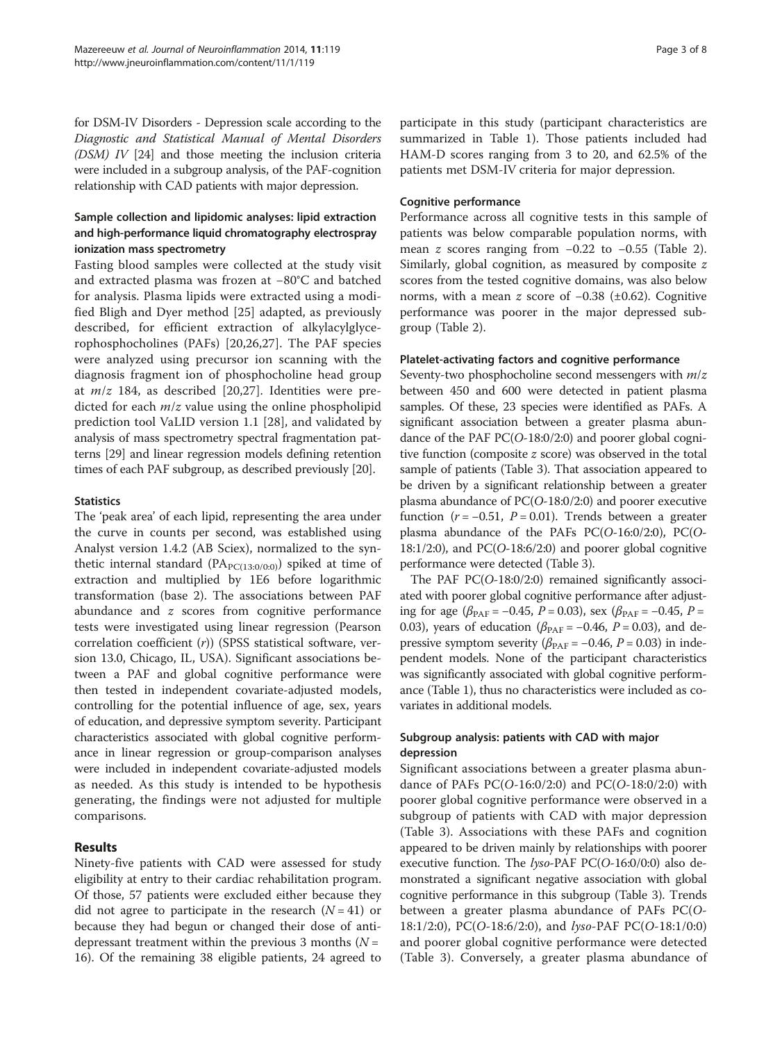for DSM-IV Disorders - Depression scale according to the *Diagnostic and Statistical Manual of Mental Disorders (DSM) IV* [24] and those meeting the inclusion criteria were included in a subgroup analysis, of the PAF-cognition relationship with CAD patients with major depression.

### Sample collection and lipidomic analyses: lipid extraction and high-performance liquid chromatography electrospray ionization mass spectrometry

Fasting blood samples were collected at the study visit and extracted plasma was frozen at −80°C and batched for analysis. Plasma lipids were extracted using a modified Bligh and Dyer method [25] adapted, as previously described, for efficient extraction of alkylacylglycerophosphocholines (PAFs) [20,26,27]. The PAF species were analyzed using precursor ion scanning with the diagnosis fragment ion of phosphocholine head group at $m/z$ 184, as described [20,27]. Identities were predicted for each $m/z$ value using the online phospholipid prediction tool VaLID version 1.1 [28], and validated by analysis of mass spectrometry spectral fragmentation patterns [29] and linear regression models defining retention times of each PAF subgroup, as described previously [20].

### Statistics

The 'peak area' of each lipid, representing the area under the curve in counts per second, was established using Analyst version 1.4.2 (AB Sciex), normalized to the synthetic internal standard ($PA_{PC(13:0/0:0)}$) spiked at time of extraction and multiplied by 1E6 before logarithmic transformation (base 2). The associations between PAF abundance and $z$ scores from cognitive performance tests were investigated using linear regression (Pearson correlation coefficient ($r$)) (SPSS statistical software, version 13.0, Chicago, IL, USA). Significant associations between a PAF and global cognitive performance were then tested in independent covariate-adjusted models, controlling for the potential influence of age, sex, years of education, and depressive symptom severity. Participant characteristics associated with global cognitive performance in linear regression or group-comparison analyses were included in independent covariate-adjusted models as needed. As this study is intended to be hypothesis generating, the findings were not adjusted for multiple comparisons.

## Results

Ninety-five patients with CAD were assessed for study eligibility at entry to their cardiac rehabilitation program. Of those, 57 patients were excluded either because they did not agree to participate in the research ($N = 41$) or because they had begun or changed their dose of antidepressant treatment within the previous 3 months ($N = 16$). Of the remaining 38 eligible patients, 24 agreed to participate in this study (participant characteristics are summarized in Table 1). Those patients included had HAM-D scores ranging from 3 to 20, and 62.5% of the patients met DSM-IV criteria for major depression.

### Cognitive performance

Performance across all cognitive tests in this sample of patients was below comparable population norms, with mean $z$ scores ranging from −0.22 to −0.55 (Table 2). Similarly, global cognition, as measured by composite $z$ scores from the tested cognitive domains, was also below norms, with a mean $z$ score of −0.38 (±0.62). Cognitive performance was poorer in the major depressed subgroup (Table 2).

### Platelet-activating factors and cognitive performance

Seventy-two phosphocholine second messengers with $m/z$ between 450 and 600 were detected in patient plasma samples. Of these, 23 species were identified as PAFs. A significant association between a greater plasma abundance of the PAF PC(*O*-18:0/2:0) and poorer global cognitive function (composite $z$ score) was observed in the total sample of patients (Table 3). That association appeared to be driven by a significant relationship between a greater plasma abundance of PC(*O*-18:0/2:0) and poorer executive function ($r = -0.51$, $P = 0.01$). Trends between a greater plasma abundance of the PAFs PC(*O*-16:0/2:0), PC(*O*-18:1/2:0), and PC(*O*-18:6/2:0) and poorer global cognitive performance were detected (Table 3).

The PAF PC(*O*-18:0/2:0) remained significantly associated with poorer global cognitive performance after adjusting for age ($\beta_{PAF} = -0.45$, $P = 0.03$), sex ($\beta_{PAF} = -0.45$, $P = 0.03$), years of education ($\beta_{PAF} = -0.46$, $P = 0.03$), and depressive symptom severity ($\beta_{PAF} = -0.46$, $P = 0.03$) in independent models. None of the participant characteristics was significantly associated with global cognitive performance (Table 1), thus no characteristics were included as covariates in additional models.

### Subgroup analysis: patients with CAD with major depression

Significant associations between a greater plasma abundance of PAFs PC(*O*-16:0/2:0) and PC(*O*-18:0/2:0) with poorer global cognitive performance were observed in a subgroup of patients with CAD with major depression (Table 3). Associations with these PAFs and cognition appeared to be driven mainly by relationships with poorer executive function. The *lyso*-PAF PC(*O*-16:0/0:0) also demonstrated a significant negative association with global cognitive performance in this subgroup (Table 3). Trends between a greater plasma abundance of PAFs PC(*O*-18:1/2:0), PC(*O*-18:6/2:0), and *lyso*-PAF PC(*O*-18:1/0:0) and poorer global cognitive performance were detected (Table 3). Conversely, a greater plasma abundance of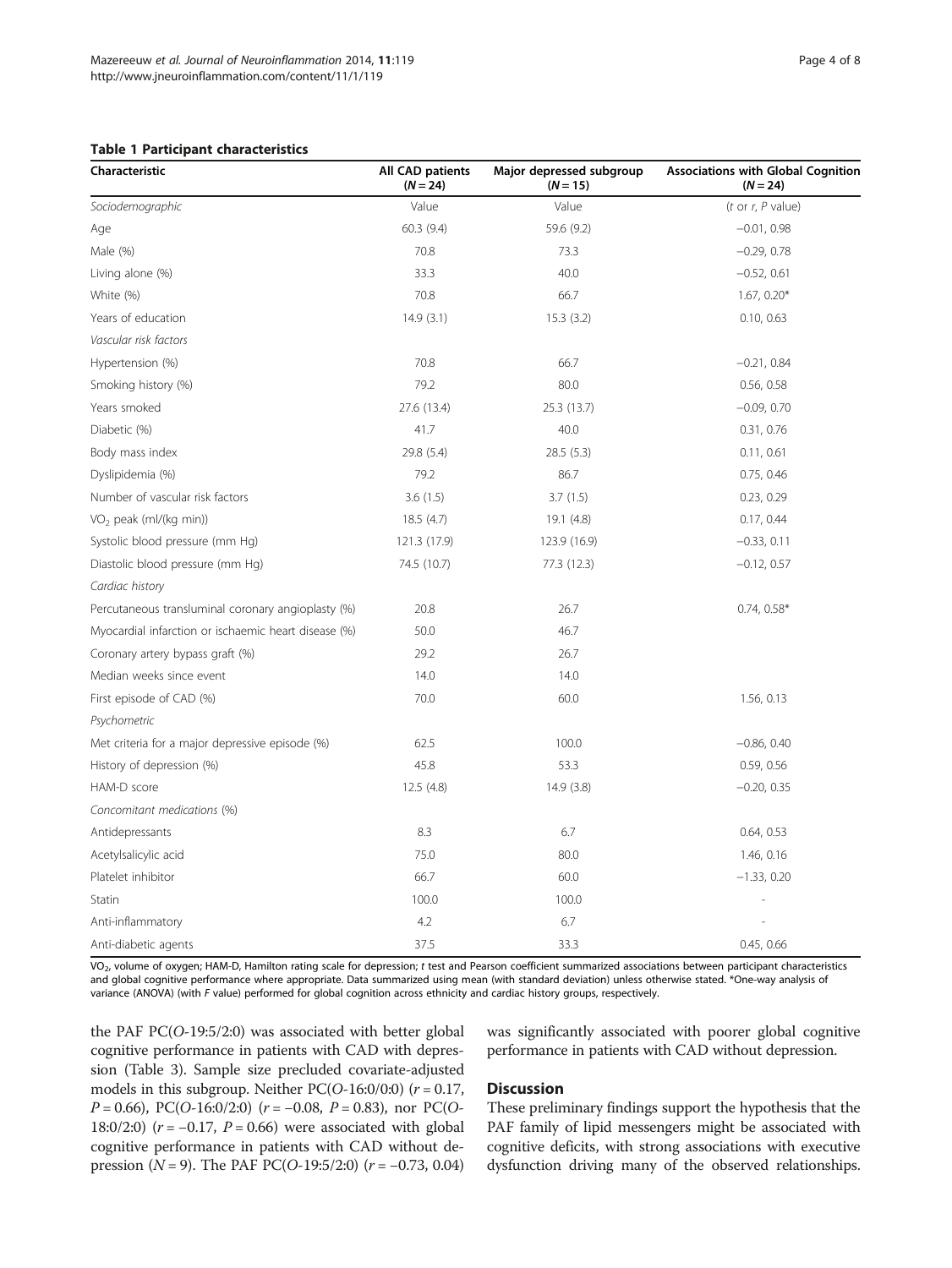**Table 1 Participant characteristics**

| Characteristic | All CAD patients ($N = 24$) | Major depressed subgroup ($N = 15$) | Associations with Global Cognition ($N = 24$) |
|---|---|---|---|
| *Sociodemographic* | Value | Value | ($t$ or $r$, $P$ value) |
| Age | 60.3 (9.4) | 59.6 (9.2) | −0.01, 0.98 |
| Male (%) | 70.8 | 73.3 | −0.29, 0.78 |
| Living alone (%) | 33.3 | 40.0 | −0.52, 0.61 |
| White (%) | 70.8 | 66.7 | 1.67, 0.20* |
| Years of education | 14.9 (3.1) | 15.3 (3.2) | 0.10, 0.63 |
| *Vascular risk factors* | | | |
| Hypertension (%) | 70.8 | 66.7 | −0.21, 0.84 |
| Smoking history (%) | 79.2 | 80.0 | 0.56, 0.58 |
| Years smoked | 27.6 (13.4) | 25.3 (13.7) | −0.09, 0.70 |
| Diabetic (%) | 41.7 | 40.0 | 0.31, 0.76 |
| Body mass index | 29.8 (5.4) | 28.5 (5.3) | 0.11, 0.61 |
| Dyslipidemia (%) | 79.2 | 86.7 | 0.75, 0.46 |
| Number of vascular risk factors | 3.6 (1.5) | 3.7 (1.5) | 0.23, 0.29 |
| $VO_2$ peak (ml/(kg min)) | 18.5 (4.7) | 19.1 (4.8) | 0.17, 0.44 |
| Systolic blood pressure (mm Hg) | 121.3 (17.9) | 123.9 (16.9) | −0.33, 0.11 |
| Diastolic blood pressure (mm Hg) | 74.5 (10.7) | 77.3 (12.3) | −0.12, 0.57 |
| *Cardiac history* | | | |
| Percutaneous transluminal coronary angioplasty (%) | 20.8 | 26.7 | 0.74, 0.58* |
| Myocardial infarction or ischaemic heart disease (%) | 50.0 | 46.7 | |
| Coronary artery bypass graft (%) | 29.2 | 26.7 | |
| Median weeks since event | 14.0 | 14.0 | |
| First episode of CAD (%) | 70.0 | 60.0 | 1.56, 0.13 |
| *Psychometric* | | | |
| Met criteria for a major depressive episode (%) | 62.5 | 100.0 | −0.86, 0.40 |
| History of depression (%) | 45.8 | 53.3 | 0.59, 0.56 |
| HAM-D score | 12.5 (4.8) | 14.9 (3.8) | −0.20, 0.35 |
| *Concomitant medications* (%) | | | |
| Antidepressants | 8.3 | 6.7 | 0.64, 0.53 |
| Acetylsalicylic acid | 75.0 | 80.0 | 1.46, 0.16 |
| Platelet inhibitor | 66.7 | 60.0 | −1.33, 0.20 |
| Statin | 100.0 | 100.0 | - |
| Anti-inflammatory | 4.2 | 6.7 | - |
| Anti-diabetic agents | 37.5 | 33.3 | 0.45, 0.66 |

$VO_2$, volume of oxygen; HAM-D, Hamilton rating scale for depression; $t$ test and Pearson coefficient summarized associations between participant characteristics and global cognitive performance where appropriate. Data summarized using mean (with standard deviation) unless otherwise stated. *One-way analysis of variance (ANOVA) (with $F$ value) performed for global cognition across ethnicity and cardiac history groups, respectively.

the PAF PC(*O*-19:5/2:0) was associated with better global cognitive performance in patients with CAD with depression (Table 3). Sample size precluded covariate-adjusted models in this subgroup. Neither PC(*O*-16:0/0:0) ($r = 0.17$, $P = 0.66$), PC(*O*-16:0/2:0) ($r = -0.08$, $P = 0.83$), nor PC(*O*-18:0/2:0) ($r = -0.17$, $P = 0.66$) were associated with global cognitive performance in patients with CAD without depression ($N = 9$). The PAF PC(*O*-19:5/2:0) ($r = -0.73$, 0.04) was significantly associated with poorer global cognitive performance in patients with CAD without depression.

## Discussion

These preliminary findings support the hypothesis that the PAF family of lipid messengers might be associated with cognitive deficits, with strong associations with executive dysfunction driving many of the observed relationships.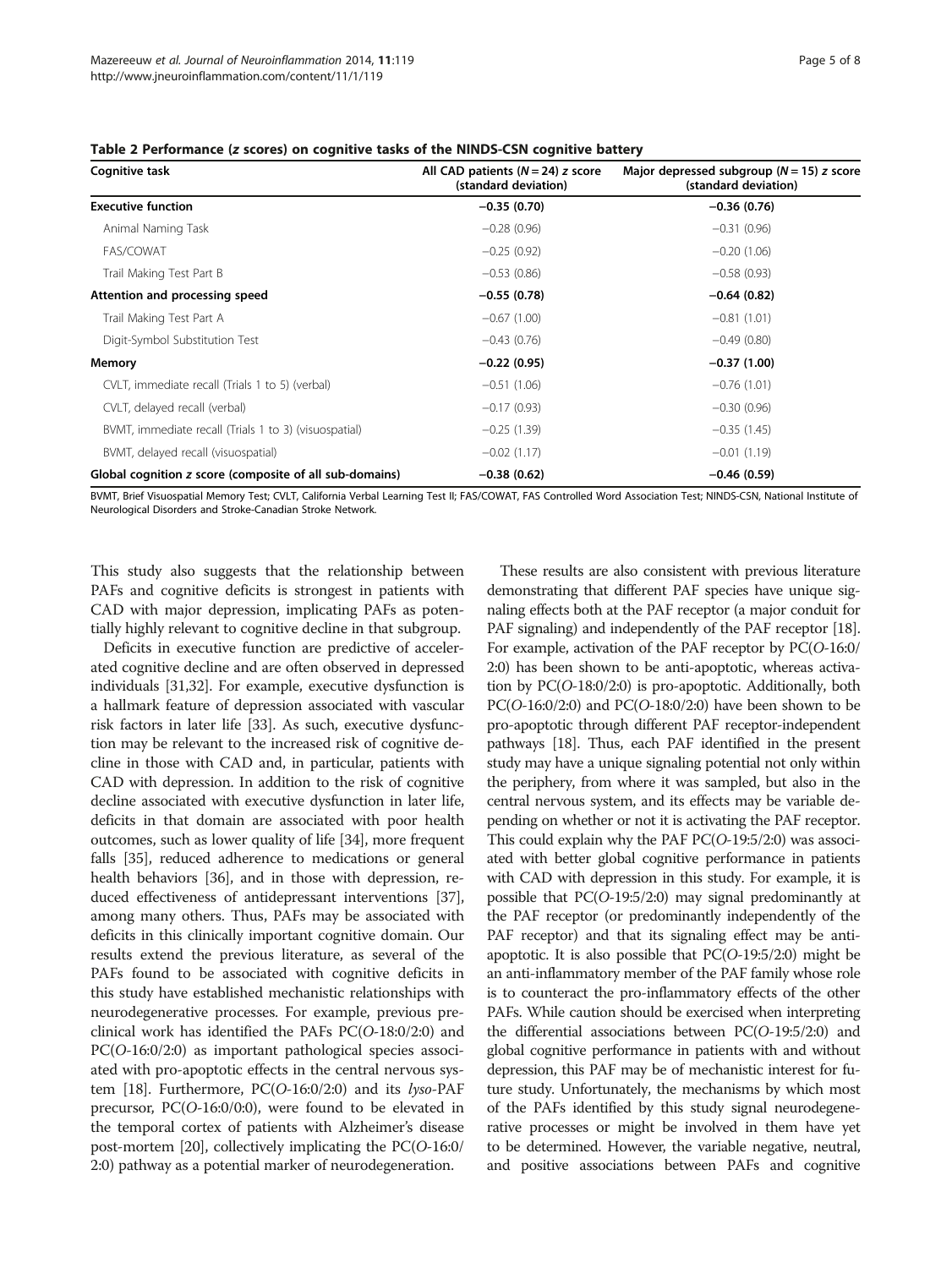**Table 2 Performance (*z* scores) on cognitive tasks of the NINDS-CSN cognitive battery**

| Cognitive task | All CAD patients ($N = 24$) *z* score (standard deviation) | Major depressed subgroup ($N = 15$) *z* score (standard deviation) |
|---|---|---|
| **Executive function** | **−0.35 (0.70)** | **−0.36 (0.76)** |
| Animal Naming Task | −0.28 (0.96) | −0.31 (0.96) |
| FAS/COWAT | −0.25 (0.92) | −0.20 (1.06) |
| Trail Making Test Part B | −0.53 (0.86) | −0.58 (0.93) |
| **Attention and processing speed** | **−0.55 (0.78)** | **−0.64 (0.82)** |
| Trail Making Test Part A | −0.67 (1.00) | −0.81 (1.01) |
| Digit-Symbol Substitution Test | −0.43 (0.76) | −0.49 (0.80) |
| **Memory** | **−0.22 (0.95)** | **−0.37 (1.00)** |
| CVLT, immediate recall (Trials 1 to 5) (verbal) | −0.51 (1.06) | −0.76 (1.01) |
| CVLT, delayed recall (verbal) | −0.17 (0.93) | −0.30 (0.96) |
| BVMT, immediate recall (Trials 1 to 3) (visuospatial) | −0.25 (1.39) | −0.35 (1.45) |
| BVMT, delayed recall (visuospatial) | −0.02 (1.17) | −0.01 (1.19) |
| **Global cognition *z* score (composite of all sub-domains)** | **−0.38 (0.62)** | **−0.46 (0.59)** |

BVMT, Brief Visuospatial Memory Test; CVLT, California Verbal Learning Test II; FAS/COWAT, FAS Controlled Word Association Test; NINDS-CSN, National Institute of Neurological Disorders and Stroke-Canadian Stroke Network.

This study also suggests that the relationship between PAFs and cognitive deficits is strongest in patients with CAD with major depression, implicating PAFs as potentially highly relevant to cognitive decline in that subgroup.

Deficits in executive function are predictive of accelerated cognitive decline and are often observed in depressed individuals [31,32]. For example, executive dysfunction is a hallmark feature of depression associated with vascular risk factors in later life [33]. As such, executive dysfunction may be relevant to the increased risk of cognitive decline in those with CAD and, in particular, patients with CAD with depression. In addition to the risk of cognitive decline associated with executive dysfunction in later life, deficits in that domain are associated with poor health outcomes, such as lower quality of life [34], more frequent falls [35], reduced adherence to medications or general health behaviors [36], and in those with depression, reduced effectiveness of antidepressant interventions [37], among many others. Thus, PAFs may be associated with deficits in this clinically important cognitive domain. Our results extend the previous literature, as several of the PAFs found to be associated with cognitive deficits in this study have established mechanistic relationships with neurodegenerative processes. For example, previous preclinical work has identified the PAFs PC(*O*-18:0/2:0) and PC(*O*-16:0/2:0) as important pathological species associated with pro-apoptotic effects in the central nervous system [18]. Furthermore, PC(*O*-16:0/2:0) and its *lyso*-PAF precursor, PC(*O*-16:0/0:0), were found to be elevated in the temporal cortex of patients with Alzheimer's disease post-mortem [20], collectively implicating the PC(*O*-16:0/2:0) pathway as a potential marker of neurodegeneration.

These results are also consistent with previous literature demonstrating that different PAF species have unique signaling effects both at the PAF receptor (a major conduit for PAF signaling) and independently of the PAF receptor [18]. For example, activation of the PAF receptor by PC(*O*-16:0/2:0) has been shown to be anti-apoptotic, whereas activation by PC(*O*-18:0/2:0) is pro-apoptotic. Additionally, both PC(*O*-16:0/2:0) and PC(*O*-18:0/2:0) have been shown to be pro-apoptotic through different PAF receptor-independent pathways [18]. Thus, each PAF identified in the present study may have a unique signaling potential not only within the periphery, from where it was sampled, but also in the central nervous system, and its effects may be variable depending on whether or not it is activating the PAF receptor. This could explain why the PAF PC(*O*-19:5/2:0) was associated with better global cognitive performance in patients with CAD with depression in this study. For example, it is possible that PC(*O*-19:5/2:0) may signal predominantly at the PAF receptor (or predominantly independently of the PAF receptor) and that its signaling effect may be anti-apoptotic. It is also possible that PC(*O*-19:5/2:0) might be an anti-inflammatory member of the PAF family whose role is to counteract the pro-inflammatory effects of the other PAFs. While caution should be exercised when interpreting the differential associations between PC(*O*-19:5/2:0) and global cognitive performance in patients with and without depression, this PAF may be of mechanistic interest for future study. Unfortunately, the mechanisms by which most of the PAFs identified by this study signal neurodegenerative processes or might be involved in them have yet to be determined. However, the variable negative, neutral, and positive associations between PAFs and cognitive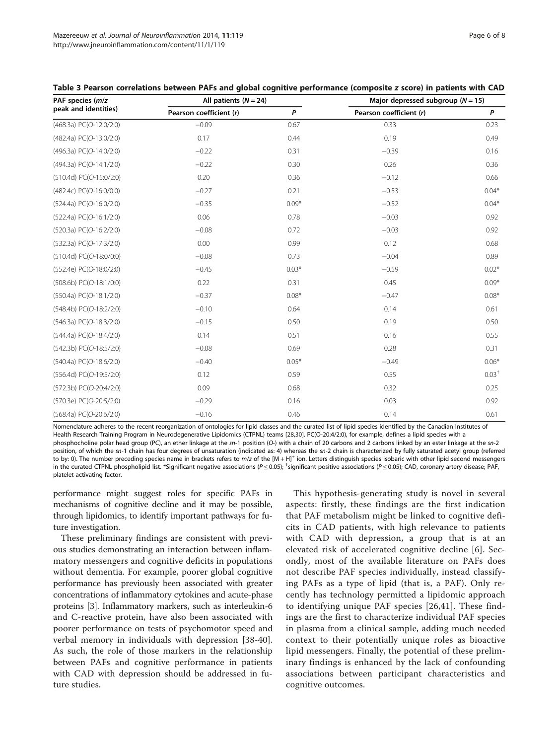**Table 3 Pearson correlations between PAFs and global cognitive performance (composite *z* score) in patients with CAD**

| PAF species (*m/z* peak and identities) | All patients ($N = 24$) | | Major depressed subgroup ($N = 15$) | |
|---|---|---|---|---|
| | Pearson coefficient (*r*) | *P* | Pearson coefficient (*r*) | *P* |
| (468.3a) PC(*O*-12:0/2:0) | −0.09 | 0.67 | 0.33 | 0.23 |
| (482.4a) PC(*O*-13:0/2:0) | 0.17 | 0.44 | 0.19 | 0.49 |
| (496.3a) PC(*O*-14:0/2:0) | −0.22 | 0.31 | −0.39 | 0.16 |
| (494.3a) PC(*O*-14:1/2:0) | −0.22 | 0.30 | 0.26 | 0.36 |
| (510.4d) PC(*O*-15:0/2:0) | 0.20 | 0.36 | −0.12 | 0.66 |
| (482.4c) PC(*O*-16:0/0:0) | −0.27 | 0.21 | −0.53 | 0.04* |
| (524.4a) PC(*O*-16:0/2:0) | −0.35 | 0.09* | −0.52 | 0.04* |
| (522.4a) PC(*O*-16:1/2:0) | 0.06 | 0.78 | −0.03 | 0.92 |
| (520.3a) PC(*O*-16:2/2:0) | −0.08 | 0.72 | −0.03 | 0.92 |
| (532.3a) PC(*O*-17:3/2:0) | 0.00 | 0.99 | 0.12 | 0.68 |
| (510.4d) PC(*O*-18:0/0:0) | −0.08 | 0.73 | −0.04 | 0.89 |
| (552.4e) PC(*O*-18:0/2:0) | −0.45 | 0.03* | −0.59 | 0.02* |
| (508.6b) PC(*O*-18:1/0:0) | 0.22 | 0.31 | 0.45 | 0.09* |
| (550.4a) PC(*O*-18:1/2:0) | −0.37 | 0.08* | −0.47 | 0.08* |
| (548.4b) PC(*O*-18:2/2:0) | −0.10 | 0.64 | 0.14 | 0.61 |
| (546.3a) PC(*O*-18:3/2:0) | −0.15 | 0.50 | 0.19 | 0.50 |
| (544.4a) PC(*O*-18:4/2:0) | 0.14 | 0.51 | 0.16 | 0.55 |
| (542.3b) PC(*O*-18:5/2:0) | −0.08 | 0.69 | 0.28 | 0.31 |
| (540.4a) PC(*O*-18:6/2:0) | −0.40 | 0.05* | −0.49 | 0.06* |
| (556.4d) PC(*O*-19:5/2:0) | 0.12 | 0.59 | 0.55 | 0.03† |
| (572.3b) PC(*O*-20:4/2:0) | 0.09 | 0.68 | 0.32 | 0.25 |
| (570.3e) PC(*O*-20:5/2:0) | −0.29 | 0.16 | 0.03 | 0.92 |
| (568.4a) PC(*O*-20:6/2:0) | −0.16 | 0.46 | 0.14 | 0.61 |

Nomenclature adheres to the recent reorganization of ontologies for lipid classes and the curated list of lipid species identified by the Canadian Institutes of Health Research Training Program in Neurodegenerative Lipidomics (CTPNL) teams [28,30]. PC(O-20:4/2:0), for example, defines a lipid species with a phosphocholine polar head group (PC), an ether linkage at the *sn*-1 position (O-) with a chain of 20 carbons and 2 carbons linked by an ester linkage at the *sn*-2 position, of which the *sn*-1 chain has four degrees of unsaturation (indicated as: 4) whereas the *sn*-2 chain is characterized by fully saturated acetyl group (referred to by: 0). The number preceding species name in brackets refers to *m/z* of the $[M + H]^+$ ion. Letters distinguish species isobaric with other lipid second messengers in the curated CTPNL phospholipid list. *Significant negative associations ($P \leq 0.05$); †significant positive associations ($P \leq 0.05$); CAD, coronary artery disease; PAF, platelet-activating factor.

performance might suggest roles for specific PAFs in mechanisms of cognitive decline and it may be possible, through lipidomics, to identify important pathways for future investigation.

These preliminary findings are consistent with previous studies demonstrating an interaction between inflammatory messengers and cognitive deficits in populations without dementia. For example, poorer global cognitive performance has previously been associated with greater concentrations of inflammatory cytokines and acute-phase proteins [3]. Inflammatory markers, such as interleukin-6 and C-reactive protein, have also been associated with poorer performance on tests of psychomotor speed and verbal memory in individuals with depression [38-40]. As such, the role of those markers in the relationship between PAFs and cognitive performance in patients with CAD with depression should be addressed in future studies.

This hypothesis-generating study is novel in several aspects: firstly, these findings are the first indication that PAF metabolism might be linked to cognitive deficits in CAD patients, with high relevance to patients with CAD with depression, a group that is at an elevated risk of accelerated cognitive decline [6]. Secondly, most of the available literature on PAFs does not describe PAF species individually, instead classifying PAFs as a type of lipid (that is, a PAF). Only recently has technology permitted a lipidomic approach to identifying unique PAF species [26,41]. These findings are the first to characterize individual PAF species in plasma from a clinical sample, adding much needed context to their potentially unique roles as bioactive lipid messengers. Finally, the potential of these preliminary findings is enhanced by the lack of confounding associations between participant characteristics and cognitive outcomes.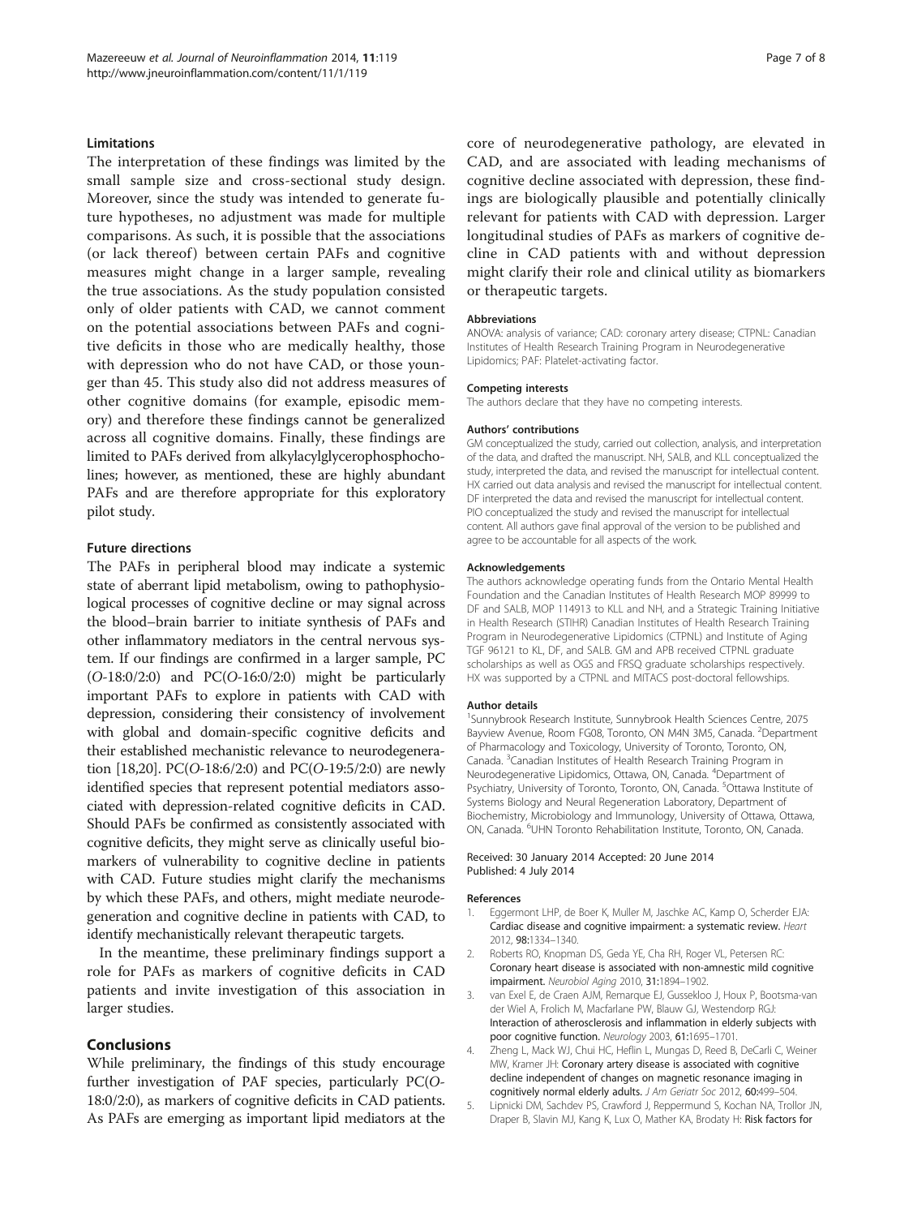### Limitations

The interpretation of these findings was limited by the small sample size and cross-sectional study design. Moreover, since the study was intended to generate future hypotheses, no adjustment was made for multiple comparisons. As such, it is possible that the associations (or lack thereof) between certain PAFs and cognitive measures might change in a larger sample, revealing the true associations. As the study population consisted only of older patients with CAD, we cannot comment on the potential associations between PAFs and cognitive deficits in those who are medically healthy, those with depression who do not have CAD, or those younger than 45. This study also did not address measures of other cognitive domains (for example, episodic memory) and therefore these findings cannot be generalized across all cognitive domains. Finally, these findings are limited to PAFs derived from alkylacylglycerophosphocholines; however, as mentioned, these are highly abundant PAFs and are therefore appropriate for this exploratory pilot study.

### Future directions

The PAFs in peripheral blood may indicate a systemic state of aberrant lipid metabolism, owing to pathophysiological processes of cognitive decline or may signal across the blood–brain barrier to initiate synthesis of PAFs and other inflammatory mediators in the central nervous system. If our findings are confirmed in a larger sample, PC (*O*-18:0/2:0) and PC(*O*-16:0/2:0) might be particularly important PAFs to explore in patients with CAD with depression, considering their consistency of involvement with global and domain-specific cognitive deficits and their established mechanistic relevance to neurodegeneration [18,20]. PC(*O*-18:6/2:0) and PC(*O*-19:5/2:0) are newly identified species that represent potential mediators associated with depression-related cognitive deficits in CAD. Should PAFs be confirmed as consistently associated with cognitive deficits, they might serve as clinically useful biomarkers of vulnerability to cognitive decline in patients with CAD. Future studies might clarify the mechanisms by which these PAFs, and others, might mediate neurodegeneration and cognitive decline in patients with CAD, to identify mechanistically relevant therapeutic targets.

In the meantime, these preliminary findings support a role for PAFs as markers of cognitive deficits in CAD patients and invite investigation of this association in larger studies.

## Conclusions

While preliminary, the findings of this study encourage further investigation of PAF species, particularly PC(*O*-18:0/2:0), as markers of cognitive deficits in CAD patients. As PAFs are emerging as important lipid mediators at the core of neurodegenerative pathology, are elevated in CAD, and are associated with leading mechanisms of cognitive decline associated with depression, these findings are biologically plausible and potentially clinically relevant for patients with CAD with depression. Larger longitudinal studies of PAFs as markers of cognitive decline in CAD patients with and without depression might clarify their role and clinical utility as biomarkers or therapeutic targets.

#### Abbreviations

ANOVA: analysis of variance; CAD: coronary artery disease; CTPNL: Canadian Institutes of Health Research Training Program in Neurodegenerative Lipidomics; PAF: Platelet-activating factor.

#### Competing interests

The authors declare that they have no competing interests.

#### Authors' contributions

GM conceptualized the study, carried out collection, analysis, and interpretation of the data, and drafted the manuscript. NH, SALB, and KLL conceptualized the study, interpreted the data, and revised the manuscript for intellectual content. HX carried out data analysis and revised the manuscript for intellectual content. DF interpreted the data and revised the manuscript for intellectual content. PIO conceptualized the study and revised the manuscript for intellectual content. All authors gave final approval of the version to be published and agree to be accountable for all aspects of the work.

#### Acknowledgements

The authors acknowledge operating funds from the Ontario Mental Health Foundation and the Canadian Institutes of Health Research MOP 89999 to DF and SALB, MOP 114913 to KLL and NH, and a Strategic Training Initiative in Health Research (STIHR) Canadian Institutes of Health Research Training Program in Neurodegenerative Lipidomics (CTPNL) and Institute of Aging TGF 96121 to KL, DF, and SALB. GM and APB received CTPNL graduate scholarships as well as OGS and FRSQ graduate scholarships respectively. HX was supported by a CTPNL and MITACS post-doctoral fellowships.

#### Author details

[1]Sunnybrook Research Institute, Sunnybrook Health Sciences Centre, 2075 Bayview Avenue, Room FG08, Toronto, ON M4N 3M5, Canada. [2]Department of Pharmacology and Toxicology, University of Toronto, Toronto, ON, Canada. [3]Canadian Institutes of Health Research Training Program in Neurodegenerative Lipidomics, Ottawa, ON, Canada. [4]Department of Psychiatry, University of Toronto, Toronto, ON, Canada. [5]Ottawa Institute of Systems Biology and Neural Regeneration Laboratory, Department of Biochemistry, Microbiology and Immunology, University of Ottawa, Ottawa, ON, Canada. [6]UHN Toronto Rehabilitation Institute, Toronto, ON, Canada.

Received: 30 January 2014 Accepted: 20 June 2014
Published: 4 July 2014

#### References

1. Eggermont LHP, de Boer K, Muller M, Jaschke AC, Kamp O, Scherder EJA: **Cardiac disease and cognitive impairment: a systematic review.** *Heart* 2012, **98**:1334–1340.
2. Roberts RO, Knopman DS, Geda YE, Cha RH, Roger VL, Petersen RC: **Coronary heart disease is associated with non-amnestic mild cognitive impairment.** *Neurobiol Aging* 2010, **31**:1894–1902.
3. van Exel E, de Craen AJM, Remarque EJ, Gussekloo J, Houx P, Bootsma-van der Wiel A, Frolich M, Macfarlane PW, Blauw GJ, Westendorp RGJ: **Interaction of atherosclerosis and inflammation in elderly subjects with poor cognitive function.** *Neurology* 2003, **61**:1695–1701.
4. Zheng L, Mack WJ, Chui HC, Heflin L, Mungas D, Reed B, DeCarli C, Weiner MW, Kramer JH: **Coronary artery disease is associated with cognitive decline independent of changes on magnetic resonance imaging in cognitively normal elderly adults.** *J Am Geriatr Soc* 2012, **60**:499–504.
5. Lipnicki DM, Sachdev PS, Crawford J, Reppermund S, Kochan NA, Trollor JN, Draper B, Slavin MJ, Kang K, Lux O, Mather KA, Brodaty H: **Risk factors for**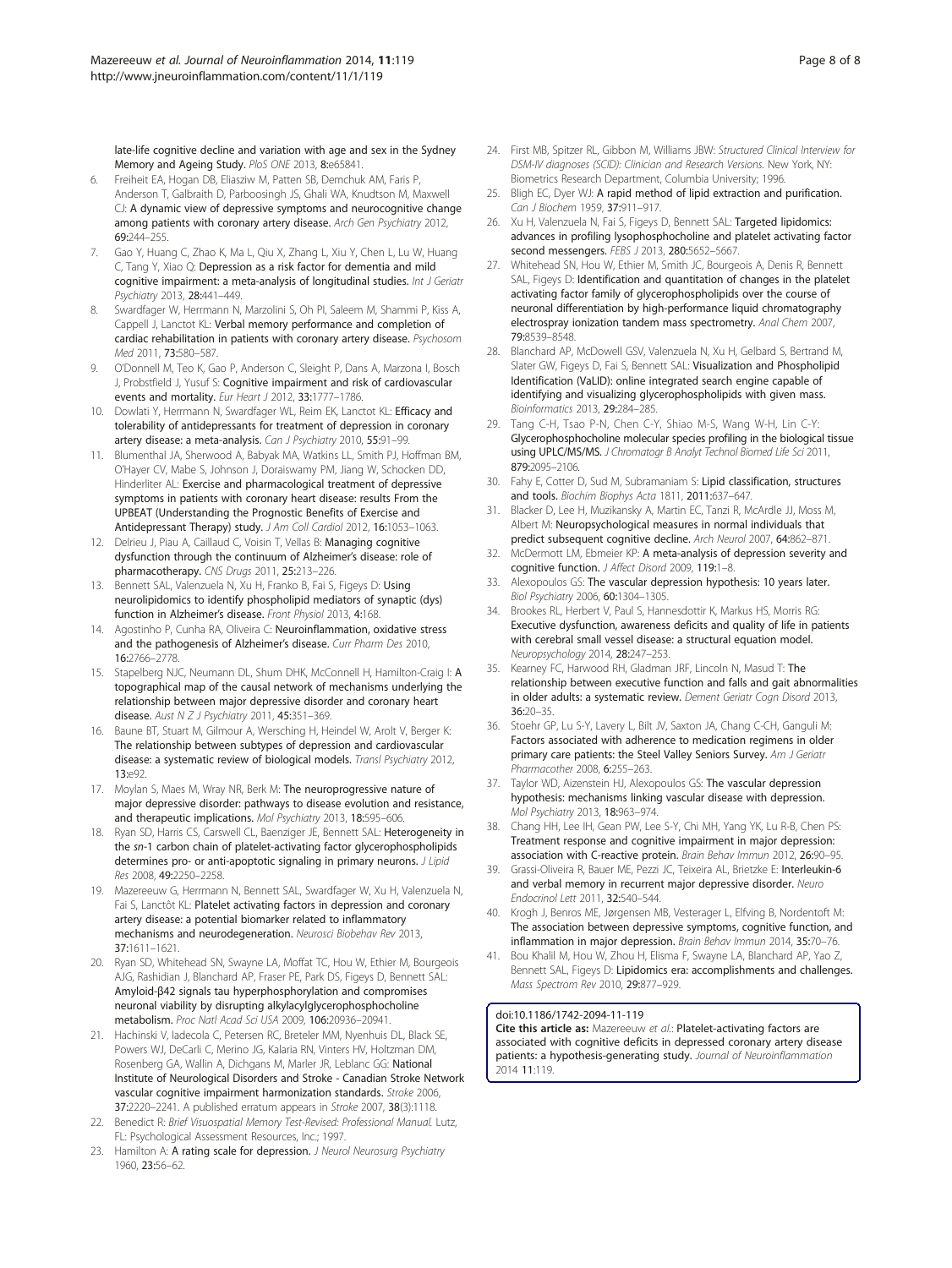late-life cognitive decline and variation with age and sex in the Sydney Memory and Ageing Study. *PloS ONE* 2013, 8:e65841.

6. Freiheit EA, Hogan DB, Eliasziw M, Patten SB, Demchuk AM, Faris P, Anderson T, Galbraith D, Parboosingh JS, Ghali WA, Knudtson M, Maxwell CJ: A dynamic view of depressive symptoms and neurocognitive change among patients with coronary artery disease. *Arch Gen Psychiatry* 2012, 69:244–255.
7. Gao Y, Huang C, Zhao K, Ma L, Qiu X, Zhang L, Xiu Y, Chen L, Lu W, Huang C, Tang Y, Xiao Q: Depression as a risk factor for dementia and mild cognitive impairment: a meta-analysis of longitudinal studies. *Int J Geriatr Psychiatry* 2013, 28:441–449.
8. Swardfager W, Herrmann N, Marzolini S, Oh PI, Saleem M, Shammi P, Kiss A, Cappell J, Lanctot KL: Verbal memory performance and completion of cardiac rehabilitation in patients with coronary artery disease. *Psychosom Med* 2011, 73:580–587.
9. O'Donnell M, Teo K, Gao P, Anderson C, Sleight P, Dans A, Marzona I, Bosch J, Probstfield J, Yusuf S: Cognitive impairment and risk of cardiovascular events and mortality. *Eur Heart J* 2012, 33:1777–1786.
10. Dowlati Y, Herrmann N, Swardfager WL, Reim EK, Lanctot KL: Efficacy and tolerability of antidepressants for treatment of depression in coronary artery disease: a meta-analysis. *Can J Psychiatry* 2010, 55:91–99.
11. Blumenthal JA, Sherwood A, Babyak MA, Watkins LL, Smith PJ, Hoffman BM, O'Hayer CV, Mabe S, Johnson J, Doraiswamy PM, Jiang W, Schocken DD, Hinderliter AL: Exercise and pharmacological treatment of depressive symptoms in patients with coronary heart disease: results From the UPBEAT (Understanding the Prognostic Benefits of Exercise and Antidepressant Therapy) study. *J Am Coll Cardiol* 2012, 16:1053–1063.
12. Delrieu J, Piau A, Caillaud C, Voisin T, Vellas B: Managing cognitive dysfunction through the continuum of Alzheimer's disease: role of pharmacotherapy. *CNS Drugs* 2011, 25:213–226.
13. Bennett SAL, Valenzuela N, Xu H, Franko B, Fai S, Figeys D: Using neurolipidomics to identify phospholipid mediators of synaptic (dys) function in Alzheimer's disease. *Front Physiol* 2013, 4:168.
14. Agostinho P, Cunha RA, Oliveira C: Neuroinflammation, oxidative stress and the pathogenesis of Alzheimer's disease. *Curr Pharm Des* 2010, 16:2766–2778.
15. Stapelberg NJC, Neumann DL, Shum DHK, McConnell H, Hamilton-Craig I: A topographical map of the causal network of mechanisms underlying the relationship between major depressive disorder and coronary heart disease. *Aust N Z J Psychiatry* 2011, 45:351–369.
16. Baune BT, Stuart M, Gilmour A, Wersching H, Heindel W, Arolt V, Berger K: The relationship between subtypes of depression and cardiovascular disease: a systematic review of biological models. *Transl Psychiatry* 2012, 13:e92.
17. Moylan S, Maes M, Wray NR, Berk M: The neuroprogressive nature of major depressive disorder: pathways to disease evolution and resistance, and therapeutic implications. *Mol Psychiatry* 2013, 18:595–606.
18. Ryan SD, Harris CS, Carswell CL, Baenziger JE, Bennett SAL: Heterogeneity in the *sn*-1 carbon chain of platelet-activating factor glycerophospholipids determines pro- or anti-apoptotic signaling in primary neurons. *J Lipid Res* 2008, 49:2250–2258.
19. Mazereeuw G, Herrmann N, Bennett SAL, Swardfager W, Xu H, Valenzuela N, Fai S, Lanctôt KL: Platelet activating factors in depression and coronary artery disease: a potential biomarker related to inflammatory mechanisms and neurodegeneration. *Neurosci Biobehav Rev* 2013, 37:1611–1621.
20. Ryan SD, Whitehead SN, Swayne LA, Moffat TC, Hou W, Ethier M, Bourgeois AJG, Rashidian J, Blanchard AP, Fraser PE, Park DS, Figeys D, Bennett SAL: Amyloid-β42 signals tau hyperphosphorylation and compromises neuronal viability by disrupting alkylacylglycerophosphocholine metabolism. *Proc Natl Acad Sci USA* 2009, 106:20936–20941.
21. Hachinski V, Iadecola C, Petersen RC, Breteler MM, Nyenhuis DL, Black SE, Powers WJ, DeCarli C, Merino JG, Kalaria RN, Vinters HV, Holtzman DM, Rosenberg GA, Wallin A, Dichgans M, Marler JR, Leblanc GG: National Institute of Neurological Disorders and Stroke - Canadian Stroke Network vascular cognitive impairment harmonization standards. *Stroke* 2006, 37:2220–2241. A published erratum appears in *Stroke* 2007, 38(3):1118.
22. Benedict R: *Brief Visuospatial Memory Test-Revised: Professional Manual*. Lutz, FL: Psychological Assessment Resources, Inc.; 1997.
23. Hamilton A: A rating scale for depression. *J Neurol Neurosurg Psychiatry* 1960, 23:56–62.
24. First MB, Spitzer RL, Gibbon M, Williams JBW: *Structured Clinical Interview for DSM-IV diagnoses (SCID): Clinician and Research Versions*. New York, NY: Biometrics Research Department, Columbia University; 1996.
25. Bligh EC, Dyer WJ: A rapid method of lipid extraction and purification. *Can J Biochem* 1959, 37:911–917.
26. Xu H, Valenzuela N, Fai S, Figeys D, Bennett SAL: Targeted lipidomics: advances in profiling lysophosphocholine and platelet activating factor second messengers. *FEBS J* 2013, 280:5652–5667.
27. Whitehead SN, Hou W, Ethier M, Smith JC, Bourgeois A, Denis R, Bennett SAL, Figeys D: Identification and quantitation of changes in the platelet activating factor family of glycerophospholipids over the course of neuronal differentiation by high-performance liquid chromatography electrospray ionization tandem mass spectrometry. *Anal Chem* 2007, 79:8539–8548.
28. Blanchard AP, McDowell GSV, Valenzuela N, Xu H, Gelbard S, Bertrand M, Slater GW, Figeys D, Fai S, Bennett SAL: Visualization and Phospholipid Identification (VaLID): online integrated search engine capable of identifying and visualizing glycerophospholipids with given mass. *Bioinformatics* 2013, 29:284–285.
29. Tang C-H, Tsao P-N, Chen C-Y, Shiao M-S, Wang W-H, Lin C-Y: Glycerophosphocholine molecular species profiling in the biological tissue using UPLC/MS/MS. *J Chromatogr B Analyt Technol Biomed Life Sci* 2011, 879:2095–2106.
30. Fahy E, Cotter D, Sud M, Subramaniam S: Lipid classification, structures and tools. *Biochim Biophys Acta* 1811, 2011:637–647.
31. Blacker D, Lee H, Muzikansky A, Martin EC, Tanzi R, McArdle JJ, Moss M, Albert M: Neuropsychological measures in normal individuals that predict subsequent cognitive decline. *Arch Neurol* 2007, 64:862–871.
32. McDermott LM, Ebmeier KP: A meta-analysis of depression severity and cognitive function. *J Affect Disord* 2009, 119:1–8.
33. Alexopoulos GS: The vascular depression hypothesis: 10 years later. *Biol Psychiatry* 2006, 60:1304–1305.
34. Brookes RL, Herbert V, Paul S, Hannesdottir K, Markus HS, Morris RG: Executive dysfunction, awareness deficits and quality of life in patients with cerebral small vessel disease: a structural equation model. *Neuropsychology* 2014, 28:247–253.
35. Kearney FC, Harwood RH, Gladman JRF, Lincoln N, Masud T: The relationship between executive function and falls and gait abnormalities in older adults: a systematic review. *Dement Geriatr Cogn Disord* 2013, 36:20–35.
36. Stoehr GP, Lu S-Y, Lavery L, Bilt JV, Saxton JA, Chang C-CH, Ganguli M: Factors associated with adherence to medication regimens in older primary care patients: the Steel Valley Seniors Survey. *Am J Geriatr Pharmacother* 2008, 6:255–263.
37. Taylor WD, Aizenstein HJ, Alexopoulos GS: The vascular depression hypothesis: mechanisms linking vascular disease with depression. *Mol Psychiatry* 2013, 18:963–974.
38. Chang HH, Lee IH, Gean PW, Lee S-Y, Chi MH, Yang YK, Lu R-B, Chen PS: Treatment response and cognitive impairment in major depression: association with C-reactive protein. *Brain Behav Immun* 2012, 26:90–95.
39. Grassi-Oliveira R, Bauer ME, Pezzi JC, Teixeira AL, Brietzke E: Interleukin-6 and verbal memory in recurrent major depressive disorder. *Neuro Endocrinol Lett* 2011, 32:540–544.
40. Krogh J, Benros ME, Jørgensen MB, Vesterager L, Elfving B, Nordentoft M: The association between depressive symptoms, cognitive function, and inflammation in major depression. *Brain Behav Immun* 2014, 35:70–76.
41. Bou Khalil M, Hou W, Zhou H, Elisma F, Swayne LA, Blanchard AP, Yao Z, Bennett SAL, Figeys D: Lipidomics era: accomplishments and challenges. *Mass Spectrom Rev* 2010, 29:877–929.

doi:10.1186/1742-2094-11-119

**Cite this article as:** Mazereeuw *et al.*: Platelet-activating factors are associated with cognitive deficits in depressed coronary artery disease patients: a hypothesis-generating study. *Journal of Neuroinflammation* 2014 11:119.